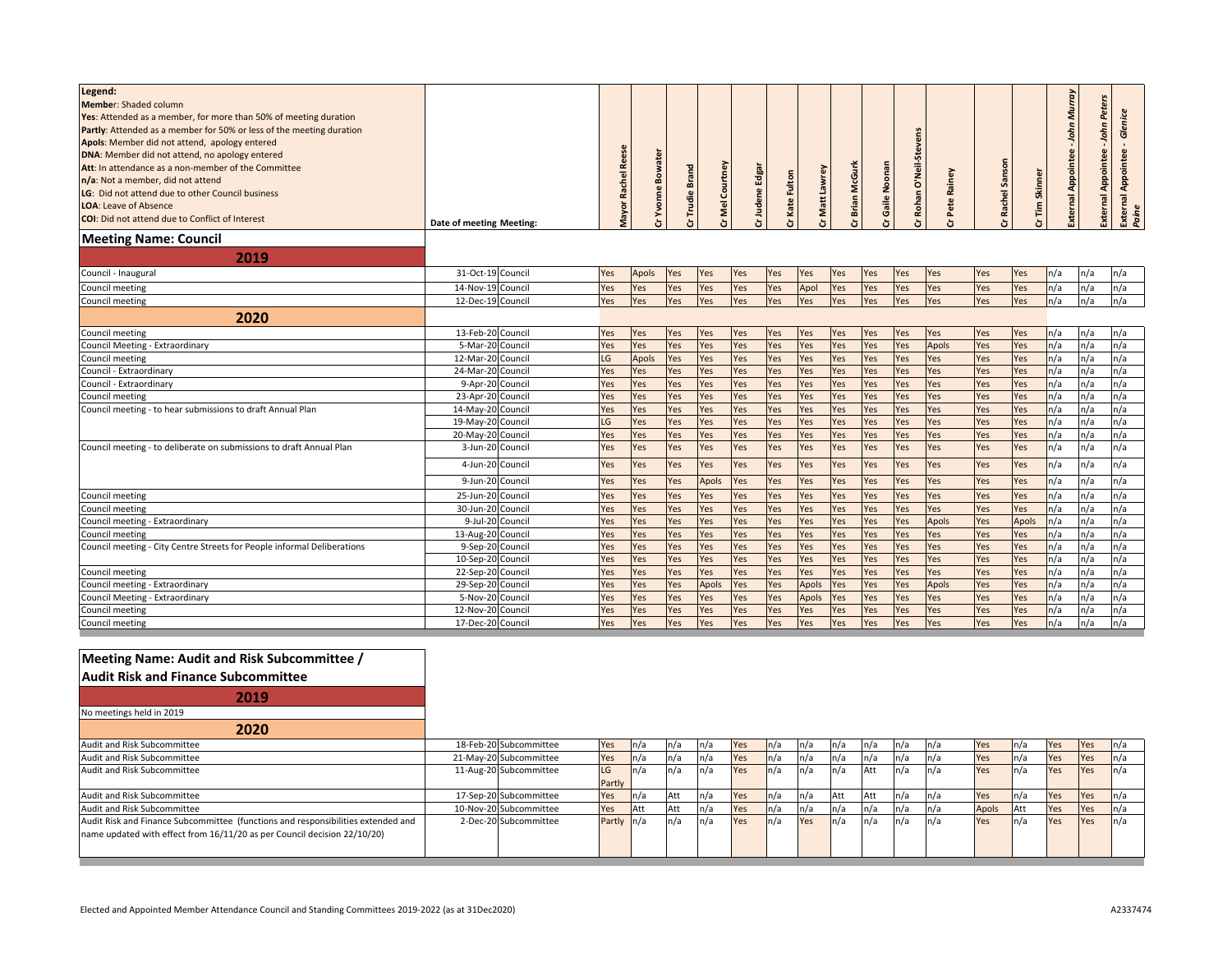**Legend:**
**Member**: Shaded column
**Yes**: Attended as a member, for more than 50% of meeting duration
**Partly**: Attended as a member for 50% or less of the meeting duration
**Apols**: Member did not attend, apology entered
**DNA**: Member did not attend, no apology entered
**Att**: In attendance as a non-member of the Committee
**n/a**: Not a member, did not attend
**LG**: Did not attend due to other Council business
**LOA**: Leave of Absence
**COI**: Did not attend due to Conflict of Interest

## Meeting Name: Council

| | Date of meeting | Meeting: | Mayor Rachel Reese | Cr Yvonne Bowater | Cr Trudie Brand | Cr Mel Courtney | Cr Judene Edgar | Cr Kate Fulton | Cr Matt Lawrey | Cr Brian McGurk | Cr Gaile Noonan | Cr Rohan O'Neil-Stevens | Cr Pete Rainey | Cr Rachel Sanson | Cr Tim Skinner | External Appointee - John Murray | External Appointee - John Peters | External Appointee - Glenice Paine |
|---|---|---|---|---|---|---|---|---|---|---|---|---|---|---|---|---|---|---|
| **2019** | | | | | | | | | | | | | | | | | | |
| Council - Inaugural | 31-Oct-19 | Council | Yes | Apols | Yes | Yes | Yes | Yes | Yes | Yes | Yes | Yes | Yes | Yes | Yes | n/a | n/a | n/a |
| Council meeting | 14-Nov-19 | Council | Yes | Yes | Yes | Yes | Yes | Yes | Apol | Yes | Yes | Yes | Yes | Yes | Yes | n/a | n/a | n/a |
| Council meeting | 12-Dec-19 | Council | Yes | Yes | Yes | Yes | Yes | Yes | Yes | Yes | Yes | Yes | Yes | Yes | Yes | n/a | n/a | n/a |
| **2020** | | | | | | | | | | | | | | | | | | |
| Council meeting | 13-Feb-20 | Council | Yes | Yes | Yes | Yes | Yes | Yes | Yes | Yes | Yes | Yes | Yes | Yes | Yes | n/a | n/a | n/a |
| Council Meeting - Extraordinary | 5-Mar-20 | Council | Yes | Yes | Yes | Yes | Yes | Yes | Yes | Yes | Yes | Yes | Apols | Yes | Yes | n/a | n/a | n/a |
| Council meeting | 12-Mar-20 | Council | LG | Apols | Yes | Yes | Yes | Yes | Yes | Yes | Yes | Yes | Yes | Yes | Yes | n/a | n/a | n/a |
| Council - Extraordinary | 24-Mar-20 | Council | Yes | Yes | Yes | Yes | Yes | Yes | Yes | Yes | Yes | Yes | Yes | Yes | Yes | n/a | n/a | n/a |
| Council - Extraordinary | 9-Apr-20 | Council | Yes | Yes | Yes | Yes | Yes | Yes | Yes | Yes | Yes | Yes | Yes | Yes | Yes | n/a | n/a | n/a |
| Council meeting | 23-Apr-20 | Council | Yes | Yes | Yes | Yes | Yes | Yes | Yes | Yes | Yes | Yes | Yes | Yes | Yes | n/a | n/a | n/a |
| Council meeting - to hear submissions to draft Annual Plan | 14-May-20 | Council | Yes | Yes | Yes | Yes | Yes | Yes | Yes | Yes | Yes | Yes | Yes | Yes | Yes | n/a | n/a | n/a |
| | 19-May-20 | Council | LG | Yes | Yes | Yes | Yes | Yes | Yes | Yes | Yes | Yes | Yes | Yes | Yes | n/a | n/a | n/a |
| | 20-May-20 | Council | Yes | Yes | Yes | Yes | Yes | Yes | Yes | Yes | Yes | Yes | Yes | Yes | Yes | n/a | n/a | n/a |
| Council meeting - to deliberate on submissions to draft Annual Plan | 3-Jun-20 | Council | Yes | Yes | Yes | Yes | Yes | Yes | Yes | Yes | Yes | Yes | Yes | Yes | Yes | n/a | n/a | n/a |
| | 4-Jun-20 | Council | Yes | Yes | Yes | Yes | Yes | Yes | Yes | Yes | Yes | Yes | Yes | Yes | Yes | n/a | n/a | n/a |
| | 9-Jun-20 | Council | Yes | Yes | Yes | Apols | Yes | Yes | Yes | Yes | Yes | Yes | Yes | Yes | Yes | n/a | n/a | n/a |
| Council meeting | 25-Jun-20 | Council | Yes | Yes | Yes | Yes | Yes | Yes | Yes | Yes | Yes | Yes | Yes | Yes | Yes | n/a | n/a | n/a |
| Council meeting | 30-Jun-20 | Council | Yes | Yes | Yes | Yes | Yes | Yes | Yes | Yes | Yes | Yes | Yes | Yes | Yes | n/a | n/a | n/a |
| Council meeting - Extraordinary | 9-Jul-20 | Council | Yes | Yes | Yes | Yes | Yes | Yes | Yes | Yes | Yes | Yes | Apols | Yes | Apols | n/a | n/a | n/a |
| Council meeting | 13-Aug-20 | Council | Yes | Yes | Yes | Yes | Yes | Yes | Yes | Yes | Yes | Yes | Yes | Yes | Yes | n/a | n/a | n/a |
| Council meeting - City Centre Streets for People informal Deliberations | 9-Sep-20 | Council | Yes | Yes | Yes | Yes | Yes | Yes | Yes | Yes | Yes | Yes | Yes | Yes | Yes | n/a | n/a | n/a |
| | 10-Sep-20 | Council | Yes | Yes | Yes | Yes | Yes | Yes | Yes | Yes | Yes | Yes | Yes | Yes | Yes | n/a | n/a | n/a |
| Council meeting | 22-Sep-20 | Council | Yes | Yes | Yes | Yes | Yes | Yes | Yes | Yes | Yes | Yes | Yes | Yes | Yes | n/a | n/a | n/a |
| Council meeting - Extraordinary | 29-Sep-20 | Council | Yes | Yes | Yes | Apols | Yes | Yes | Apols | Yes | Yes | Yes | Apols | Yes | Yes | n/a | n/a | n/a |
| Council Meeting - Extraordinary | 5-Nov-20 | Council | Yes | Yes | Yes | Yes | Yes | Yes | Apols | Yes | Yes | Yes | Yes | Yes | Yes | n/a | n/a | n/a |
| Council meeting | 12-Nov-20 | Council | Yes | Yes | Yes | Yes | Yes | Yes | Yes | Yes | Yes | Yes | Yes | Yes | Yes | n/a | n/a | n/a |
| Council meeting | 17-Dec-20 | Council | Yes | Yes | Yes | Yes | Yes | Yes | Yes | Yes | Yes | Yes | Yes | Yes | Yes | n/a | n/a | n/a |

## Meeting Name: Audit and Risk Subcommittee / Audit Risk and Finance Subcommittee

| | Date of meeting | Meeting: | Mayor Rachel Reese | Cr Yvonne Bowater | Cr Trudie Brand | Cr Mel Courtney | Cr Judene Edgar | Cr Kate Fulton | Cr Matt Lawrey | Cr Brian McGurk | Cr Gaile Noonan | Cr Rohan O'Neil-Stevens | Cr Pete Rainey | Cr Rachel Sanson | Cr Tim Skinner | External Appointee - John Murray | External Appointee - John Peters | External Appointee - Glenice Paine |
|---|---|---|---|---|---|---|---|---|---|---|---|---|---|---|---|---|---|---|
| **2019** | | | | | | | | | | | | | | | | | | |
| No meetings held in 2019 | | | | | | | | | | | | | | | | | | |
| **2020** | | | | | | | | | | | | | | | | | | |
| Audit and Risk Subcommittee | 18-Feb-20 | Subcommittee | Yes | n/a | n/a | n/a | Yes | n/a | n/a | n/a | n/a | n/a | n/a | Yes | n/a | Yes | Yes | n/a |
| Audit and Risk Subcommittee | 21-May-20 | Subcommittee | Yes | n/a | n/a | n/a | Yes | n/a | n/a | n/a | n/a | n/a | n/a | Yes | n/a | Yes | Yes | n/a |
| Audit and Risk Subcommittee | 11-Aug-20 | Subcommittee | LG Partly | n/a | n/a | n/a | Yes | n/a | n/a | n/a | Att | n/a | n/a | Yes | n/a | Yes | Yes | n/a |
| Audit and Risk Subcommittee | 17-Sep-20 | Subcommittee | Yes | n/a | Att | n/a | Yes | n/a | n/a | Att | Att | n/a | n/a | Yes | n/a | Yes | Yes | n/a |
| Audit and Risk Subcommittee | 10-Nov-20 | Subcommittee | Yes | Att | Att | n/a | Yes | n/a | n/a | n/a | n/a | n/a | n/a | Apols | Att | Yes | Yes | n/a |
| Audit Risk and Finance Subcommittee (functions and responsibilities extended and name updated with effect from 16/11/20 as per Council decision 22/10/20) | 2-Dec-20 | Subcommittee | Partly | n/a | n/a | n/a | Yes | n/a | Yes | n/a | n/a | n/a | n/a | Yes | n/a | Yes | Yes | n/a |

Elected and Appointed Member Attendance Council and Standing Committees 2019-2022 (as at 31Dec2020)

A2337474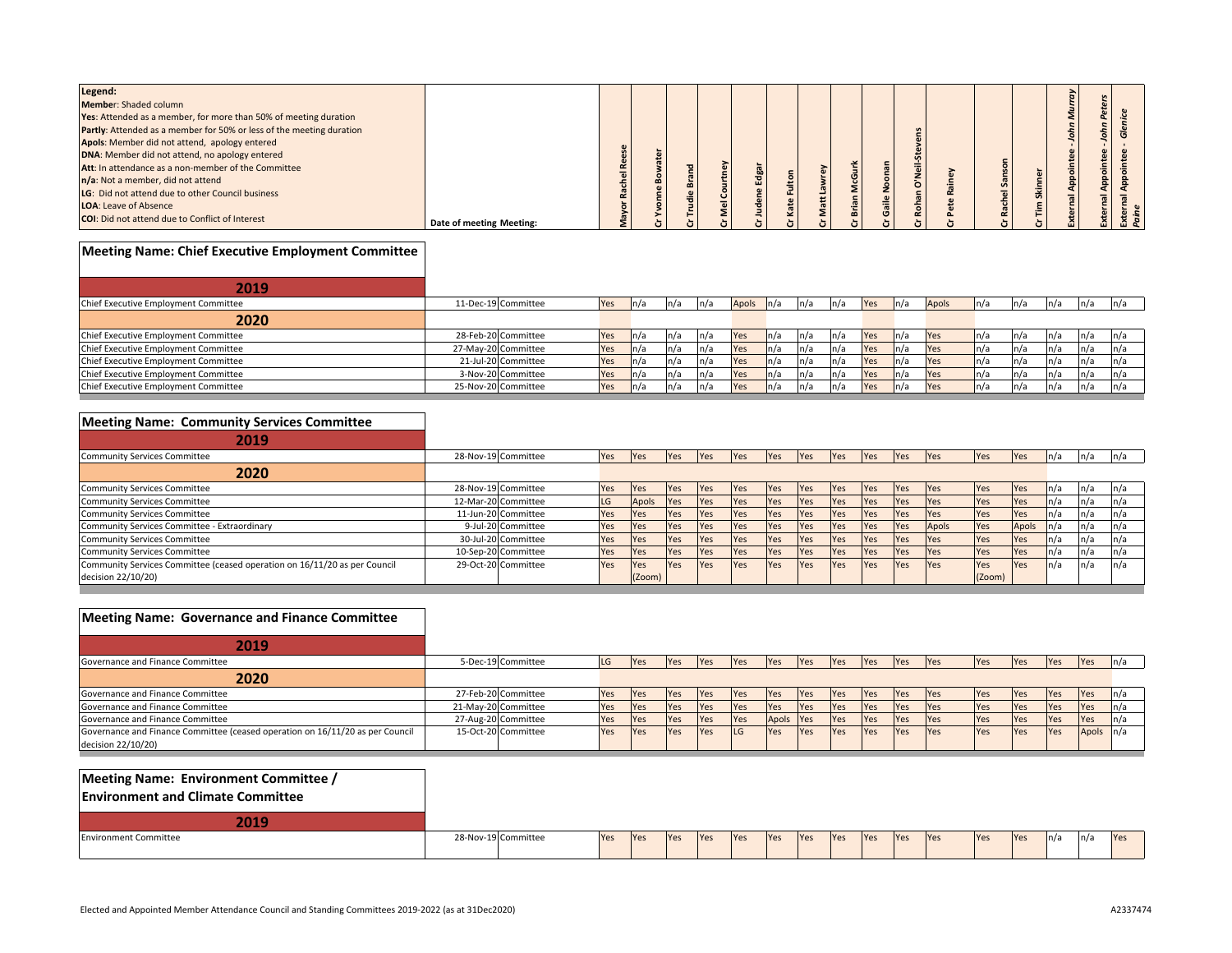**Legend:**
**Member**: Shaded column
**Yes**: Attended as a member, for more than 50% of meeting duration
**Partly**: Attended as a member for 50% or less of the meeting duration
**Apols**: Member did not attend, apology entered
**DNA**: Member did not attend, no apology entered
**Att**: In attendance as a non-member of the Committee
**n/a**: Not a member, did not attend
**LG**: Did not attend due to other Council business
**LOA**: Leave of Absence
**COI**: Did not attend due to Conflict of Interest

## Meeting Name: Chief Executive Employment Committee

| Meeting | Date of meeting | Meeting: | Mayor Rachel Reese | Cr Yvonne Bowater | Cr Trudie Brand | Cr Mel Courtney | Cr Judene Edgar | Cr Kate Fulton | Cr Matt Lawrey | Cr Brian McGurk | Cr Gaile Noonan | Cr Rohan O'Neil-Stevens | Cr Pete Rainey | Cr Rachel Sanson | Cr Tim Skinner | External Appointee - John Murray | External Appointee - John Peters | External Appointee - Glenice Paine |
|---|---|---|---|---|---|---|---|---|---|---|---|---|---|---|---|---|---|---|
| **2019** | | | | | | | | | | | | | | | | | | |
| Chief Executive Employment Committee | 11-Dec-19 | Committee | Yes | n/a | n/a | n/a | Apols | n/a | n/a | n/a | Yes | n/a | Apols | n/a | n/a | n/a | n/a | n/a |
| **2020** | | | | | | | | | | | | | | | | | | |
| Chief Executive Employment Committee | 28-Feb-20 | Committee | Yes | n/a | n/a | n/a | Yes | n/a | n/a | n/a | Yes | n/a | Yes | n/a | n/a | n/a | n/a | n/a |
| Chief Executive Employment Committee | 27-May-20 | Committee | Yes | n/a | n/a | n/a | Yes | n/a | n/a | n/a | Yes | n/a | Yes | n/a | n/a | n/a | n/a | n/a |
| Chief Executive Employment Committee | 21-Jul-20 | Committee | Yes | n/a | n/a | n/a | Yes | n/a | n/a | n/a | Yes | n/a | Yes | n/a | n/a | n/a | n/a | n/a |
| Chief Executive Employment Committee | 3-Nov-20 | Committee | Yes | n/a | n/a | n/a | Yes | n/a | n/a | n/a | Yes | n/a | Yes | n/a | n/a | n/a | n/a | n/a |
| Chief Executive Employment Committee | 25-Nov-20 | Committee | Yes | n/a | n/a | n/a | Yes | n/a | n/a | n/a | Yes | n/a | Yes | n/a | n/a | n/a | n/a | n/a |

## Meeting Name: Community Services Committee

| Meeting | Date of meeting | Meeting: | Mayor Rachel Reese | Cr Yvonne Bowater | Cr Trudie Brand | Cr Mel Courtney | Cr Judene Edgar | Cr Kate Fulton | Cr Matt Lawrey | Cr Brian McGurk | Cr Gaile Noonan | Cr Rohan O'Neil-Stevens | Cr Pete Rainey | Cr Rachel Sanson | Cr Tim Skinner | External Appointee - John Murray | External Appointee - John Peters | External Appointee - Glenice Paine |
|---|---|---|---|---|---|---|---|---|---|---|---|---|---|---|---|---|---|---|
| **2019** | | | | | | | | | | | | | | | | | | |
| Community Services Committee | 28-Nov-19 | Committee | Yes | Yes | Yes | Yes | Yes | Yes | Yes | Yes | Yes | Yes | Yes | Yes | Yes | n/a | n/a | n/a |
| **2020** | | | | | | | | | | | | | | | | | | |
| Community Services Committee | 28-Nov-19 | Committee | Yes | Yes | Yes | Yes | Yes | Yes | Yes | Yes | Yes | Yes | Yes | Yes | Yes | n/a | n/a | n/a |
| Community Services Committee | 12-Mar-20 | Committee | LG | Apols | Yes | Yes | Yes | Yes | Yes | Yes | Yes | Yes | Yes | Yes | Yes | n/a | n/a | n/a |
| Community Services Committee | 11-Jun-20 | Committee | Yes | Yes | Yes | Yes | Yes | Yes | Yes | Yes | Yes | Yes | Yes | Yes | Yes | n/a | n/a | n/a |
| Community Services Committee - Extraordinary | 9-Jul-20 | Committee | Yes | Yes | Yes | Yes | Yes | Yes | Yes | Yes | Yes | Yes | Apols | Yes | Apols | n/a | n/a | n/a |
| Community Services Committee | 30-Jul-20 | Committee | Yes | Yes | Yes | Yes | Yes | Yes | Yes | Yes | Yes | Yes | Yes | Yes | Yes | n/a | n/a | n/a |
| Community Services Committee | 10-Sep-20 | Committee | Yes | Yes | Yes | Yes | Yes | Yes | Yes | Yes | Yes | Yes | Yes | Yes | Yes | n/a | n/a | n/a |
| Community Services Committee (ceased operation on 16/11/20 as per Council decision 22/10/20) | 29-Oct-20 | Committee | Yes | Yes (Zoom) | Yes | Yes | Yes | Yes | Yes | Yes | Yes | Yes | Yes | Yes (Zoom) | Yes | n/a | n/a | n/a |

## Meeting Name: Governance and Finance Committee

| Meeting | Date of meeting | Meeting: | Mayor Rachel Reese | Cr Yvonne Bowater | Cr Trudie Brand | Cr Mel Courtney | Cr Judene Edgar | Cr Kate Fulton | Cr Matt Lawrey | Cr Brian McGurk | Cr Gaile Noonan | Cr Rohan O'Neil-Stevens | Cr Pete Rainey | Cr Rachel Sanson | Cr Tim Skinner | External Appointee - John Murray | External Appointee - John Peters | External Appointee - Glenice Paine |
|---|---|---|---|---|---|---|---|---|---|---|---|---|---|---|---|---|---|---|
| **2019** | | | | | | | | | | | | | | | | | | |
| Governance and Finance Committee | 5-Dec-19 | Committee | LG | Yes | Yes | Yes | Yes | Yes | Yes | Yes | Yes | Yes | Yes | Yes | Yes | Yes | Yes | n/a |
| **2020** | | | | | | | | | | | | | | | | | | |
| Governance and Finance Committee | 27-Feb-20 | Committee | Yes | Yes | Yes | Yes | Yes | Yes | Yes | Yes | Yes | Yes | Yes | Yes | Yes | Yes | Yes | n/a |
| Governance and Finance Committee | 21-May-20 | Committee | Yes | Yes | Yes | Yes | Yes | Yes | Yes | Yes | Yes | Yes | Yes | Yes | Yes | Yes | Yes | n/a |
| Governance and Finance Committee | 27-Aug-20 | Committee | Yes | Yes | Yes | Yes | Yes | Apols | Yes | Yes | Yes | Yes | Yes | Yes | Yes | Yes | Yes | n/a |
| Governance and Finance Committee (ceased operation on 16/11/20 as per Council decision 22/10/20) | 15-Oct-20 | Committee | Yes | Yes | Yes | Yes | LG | Yes | Yes | Yes | Yes | Yes | Yes | Yes | Yes | Yes | Apols | n/a |

## Meeting Name: Environment Committee / Environment and Climate Committee

| Meeting | Date of meeting | Meeting: | Mayor Rachel Reese | Cr Yvonne Bowater | Cr Trudie Brand | Cr Mel Courtney | Cr Judene Edgar | Cr Kate Fulton | Cr Matt Lawrey | Cr Brian McGurk | Cr Gaile Noonan | Cr Rohan O'Neil-Stevens | Cr Pete Rainey | Cr Rachel Sanson | Cr Tim Skinner | External Appointee - John Murray | External Appointee - John Peters | External Appointee - Glenice Paine |
|---|---|---|---|---|---|---|---|---|---|---|---|---|---|---|---|---|---|---|
| **2019** | | | | | | | | | | | | | | | | | | |
| Environment Committee | 28-Nov-19 | Committee | Yes | Yes | Yes | Yes | Yes | Yes | Yes | Yes | Yes | Yes | Yes | Yes | Yes | n/a | n/a | Yes |

Elected and Appointed Member Attendance Council and Standing Committees 2019-2022 (as at 31Dec2020) A2337474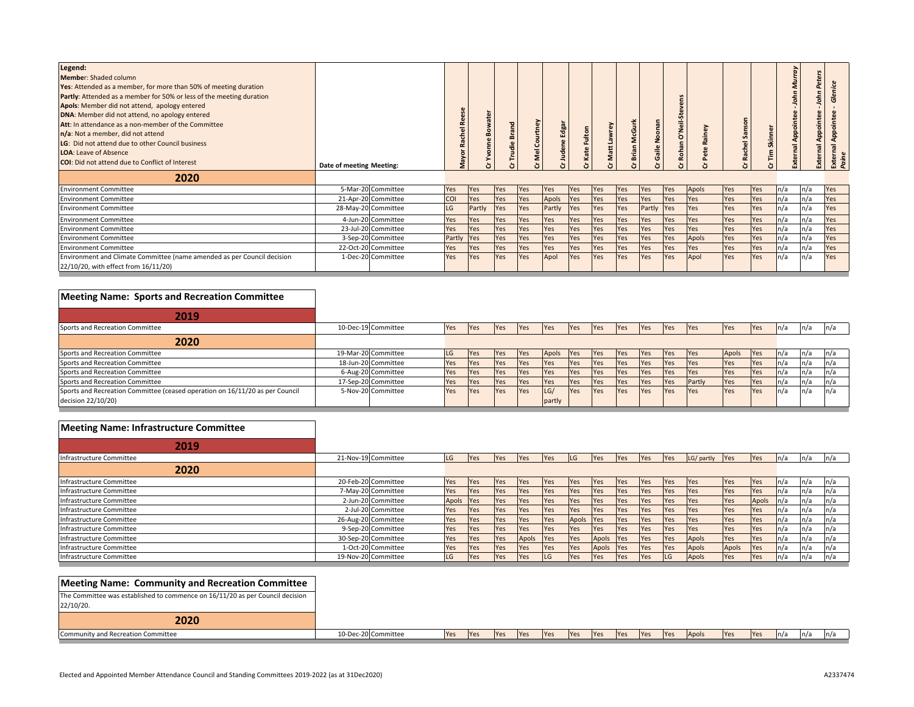| **Legend:**<br>**Member**: Shaded column<br>**Yes**: Attended as a member, for more than 50% of meeting duration<br>**Partly**: Attended as a member for 50% or less of the meeting duration<br>**Apols**: Member did not attend, apology entered<br>**DNA**: Member did not attend, no apology entered<br>**Att**: In attendance as a non-member of the Committee<br>**n/a**: Not a member, did not attend<br>**LG**: Did not attend due to other Council business<br>**LOA**: Leave of Absence<br>**COI**: Did not attend due to Conflict of Interest | **Date of meeting Meeting:** | | Mayor Rachel Reese | Cr Yvonne Bowater | Cr Trudie Brand | Cr Mel Courtney | Cr Judene Edgar | Cr Kate Fulton | Cr Matt Lawrey | Cr Brian McGurk | Cr Gaile Noonan | Cr Rohan O'Neill-Stevens | Cr Pete Rainey | Cr Rachel Sanson | Cr Tim Skinner | External Appointee - John Murray | External Appointee - John Peters | External Appointee - Glenice Paine |
|---|---|---|---|---|---|---|---|---|---|---|---|---|---|---|---|---|---|---|
| **2020** | | | | | | | | | | | | | | | | | | |
| Environment Committee | 5-Mar-20 | Committee | Yes | Yes | Yes | Yes | Yes | Yes | Yes | Yes | Yes | Yes | Apols | Yes | Yes | n/a | n/a | Yes |
| Environment Committee | 21-Apr-20 | Committee | COI | Yes | Yes | Yes | Apols | Yes | Yes | Yes | Yes | Yes | Yes | Yes | Yes | n/a | n/a | Yes |
| Environment Committee | 28-May-20 | Committee | LG | Partly | Yes | Yes | Partly | Yes | Yes | Yes | Partly | Yes | Yes | Yes | Yes | n/a | n/a | Yes |
| Environment Committee | 4-Jun-20 | Committee | Yes | Yes | Yes | Yes | Yes | Yes | Yes | Yes | Yes | Yes | Yes | Yes | Yes | n/a | n/a | Yes |
| Environment Committee | 23-Jul-20 | Committee | Yes | Yes | Yes | Yes | Yes | Yes | Yes | Yes | Yes | Yes | Yes | Yes | Yes | n/a | n/a | Yes |
| Environment Committee | 3-Sep-20 | Committee | Partly | Yes | Yes | Yes | Yes | Yes | Yes | Yes | Yes | Yes | Apols | Yes | Yes | n/a | n/a | Yes |
| Environment Committee | 22-Oct-20 | Committee | Yes | Yes | Yes | Yes | Yes | Yes | Yes | Yes | Yes | Yes | Yes | Yes | Yes | n/a | n/a | Yes |
| Environment and Climate Committee (name amended as per Council decision 22/10/20, with effect from 16/11/20) | 1-Dec-20 | Committee | Yes | Yes | Yes | Yes | Apol | Yes | Yes | Yes | Yes | Yes | Apol | Yes | Yes | n/a | n/a | Yes |

## Meeting Name: Sports and Recreation Committee

| | | | | | | | | | | | | | | | | | | |
|---|---|---|---|---|---|---|---|---|---|---|---|---|---|---|---|---|---|---|
| **2019** | | | | | | | | | | | | | | | | | | |
| Sports and Recreation Committee | 10-Dec-19 | Committee | Yes | Yes | Yes | Yes | Yes | Yes | Yes | Yes | Yes | Yes | Yes | Yes | Yes | n/a | n/a | n/a |
| **2020** | | | | | | | | | | | | | | | | | | |
| Sports and Recreation Committee | 19-Mar-20 | Committee | LG | Yes | Yes | Yes | Apols | Yes | Yes | Yes | Yes | Yes | Yes | Apols | Yes | n/a | n/a | n/a |
| Sports and Recreation Committee | 18-Jun-20 | Committee | Yes | Yes | Yes | Yes | Yes | Yes | Yes | Yes | Yes | Yes | Yes | Yes | Yes | n/a | n/a | n/a |
| Sports and Recreation Committee | 6-Aug-20 | Committee | Yes | Yes | Yes | Yes | Yes | Yes | Yes | Yes | Yes | Yes | Yes | Yes | Yes | n/a | n/a | n/a |
| Sports and Recreation Committee | 17-Sep-20 | Committee | Yes | Yes | Yes | Yes | Yes | Yes | Yes | Yes | Yes | Yes | Partly | Yes | Yes | n/a | n/a | n/a |
| Sports and Recreation Committee (ceased operation on 16/11/20 as per Council decision 22/10/20) | 5-Nov-20 | Committee | Yes | Yes | Yes | Yes | LG/ partly | Yes | Yes | Yes | Yes | Yes | Yes | Yes | Yes | n/a | n/a | n/a |

## Meeting Name: Infrastructure Committee

| | | | | | | | | | | | | | | | | | | |
|---|---|---|---|---|---|---|---|---|---|---|---|---|---|---|---|---|---|---|
| **2019** | | | | | | | | | | | | | | | | | | |
| Infrastructure Committee | 21-Nov-19 | Committee | LG | Yes | Yes | Yes | Yes | LG | Yes | Yes | Yes | Yes | LG/ partly | Yes | Yes | n/a | n/a | n/a |
| **2020** | | | | | | | | | | | | | | | | | | |
| Infrastructure Committee | 20-Feb-20 | Committee | Yes | Yes | Yes | Yes | Yes | Yes | Yes | Yes | Yes | Yes | Yes | Yes | Yes | n/a | n/a | n/a |
| Infrastructure Committee | 7-May-20 | Committee | Yes | Yes | Yes | Yes | Yes | Yes | Yes | Yes | Yes | Yes | Yes | Yes | Yes | n/a | n/a | n/a |
| Infrastructure Committee | 2-Jun-20 | Committee | Apols | Yes | Yes | Yes | Yes | Yes | Yes | Yes | Yes | Yes | Yes | Yes | Apols | n/a | n/a | n/a |
| Infrastructure Committee | 2-Jul-20 | Committee | Yes | Yes | Yes | Yes | Yes | Yes | Yes | Yes | Yes | Yes | Yes | Yes | Yes | n/a | n/a | n/a |
| Infrastructure Committee | 26-Aug-20 | Committee | Yes | Yes | Yes | Yes | Yes | Apols | Yes | Yes | Yes | Yes | Yes | Yes | Yes | n/a | n/a | n/a |
| Infrastructure Committee | 9-Sep-20 | Committee | Yes | Yes | Yes | Yes | Yes | Yes | Yes | Yes | Yes | Yes | Yes | Yes | Yes | n/a | n/a | n/a |
| Infrastructure Committee | 30-Sep-20 | Committee | Yes | Yes | Yes | Apols | Yes | Yes | Apols | Yes | Yes | Yes | Apols | Yes | Yes | n/a | n/a | n/a |
| Infrastructure Committee | 1-Oct-20 | Committee | Yes | Yes | Yes | Yes | Yes | Yes | Apols | Yes | Yes | Yes | Apols | Apols | Yes | n/a | n/a | n/a |
| Infrastructure Committee | 19-Nov-20 | Committee | LG | Yes | Yes | Yes | LG | Yes | Yes | Yes | Yes | LG | Apols | Yes | Yes | n/a | n/a | n/a |

## Meeting Name: Community and Recreation Committee

The Committee was established to commence on 16/11/20 as per Council decision 22/10/20.

| | | | | | | | | | | | | | | | | | | |
|---|---|---|---|---|---|---|---|---|---|---|---|---|---|---|---|---|---|---|
| **2020** | | | | | | | | | | | | | | | | | | |
| Community and Recreation Committee | 10-Dec-20 | Committee | Yes | Yes | Yes | Yes | Yes | Yes | Yes | Yes | Yes | Yes | Apols | Yes | Yes | n/a | n/a | n/a |

Elected and Appointed Member Attendance Council and Standing Committees 2019-2022 (as at 31Dec2020)

A2337474